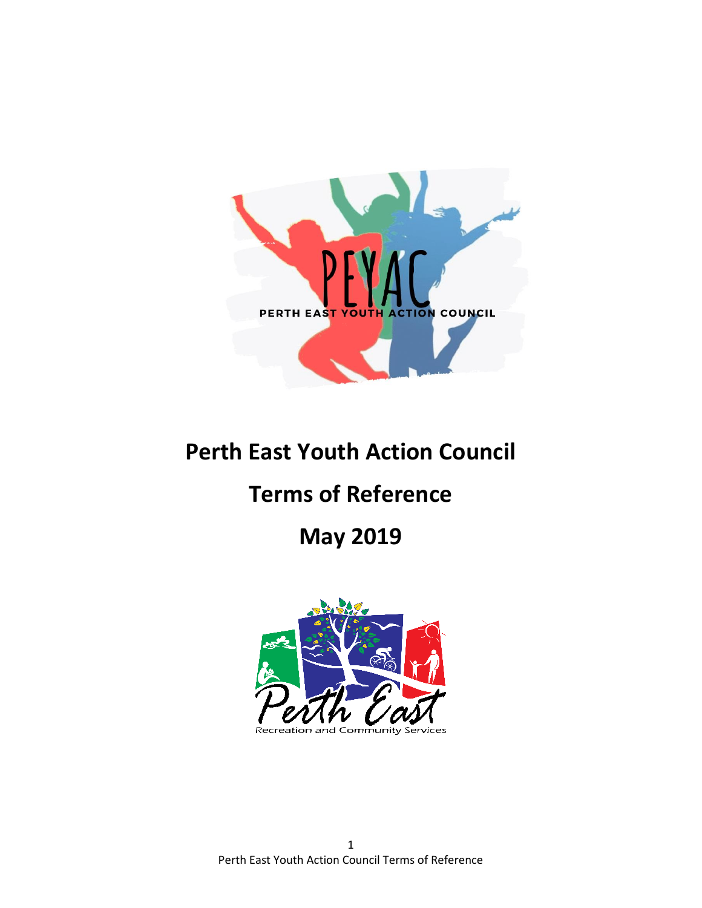# Perth East Youth Action Council

# Terms of Reference

# May 2019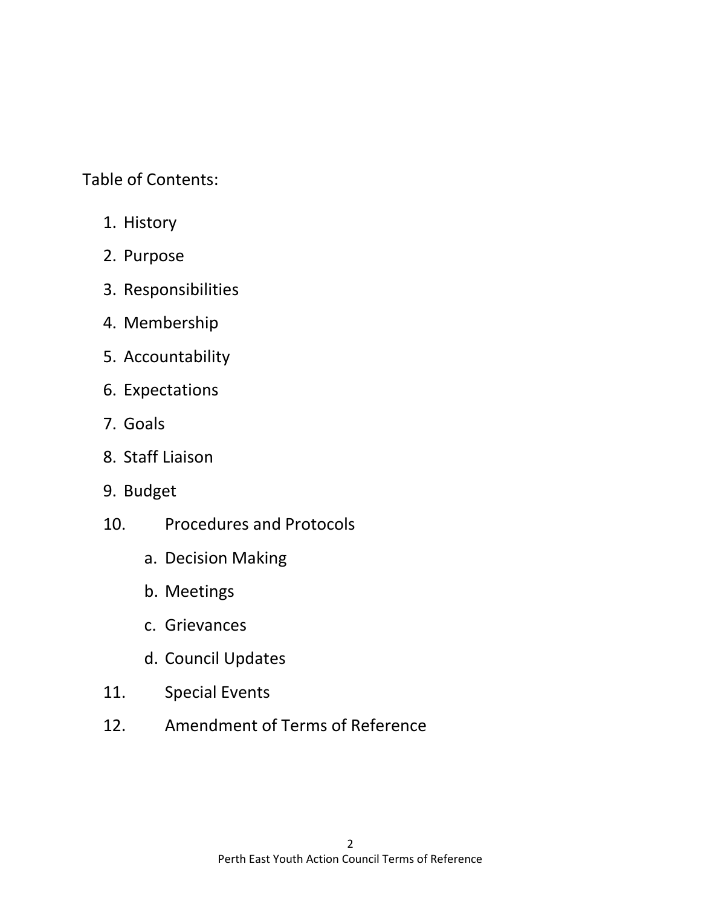Table of Contents:

1. History
2. Purpose
3. Responsibilities
4. Membership
5. Accountability
6. Expectations
7. Goals
8. Staff Liaison
9. Budget
10. Procedures and Protocols
    a. Decision Making
    b. Meetings
    c. Grievances
    d. Council Updates
11. Special Events
12. Amendment of Terms of Reference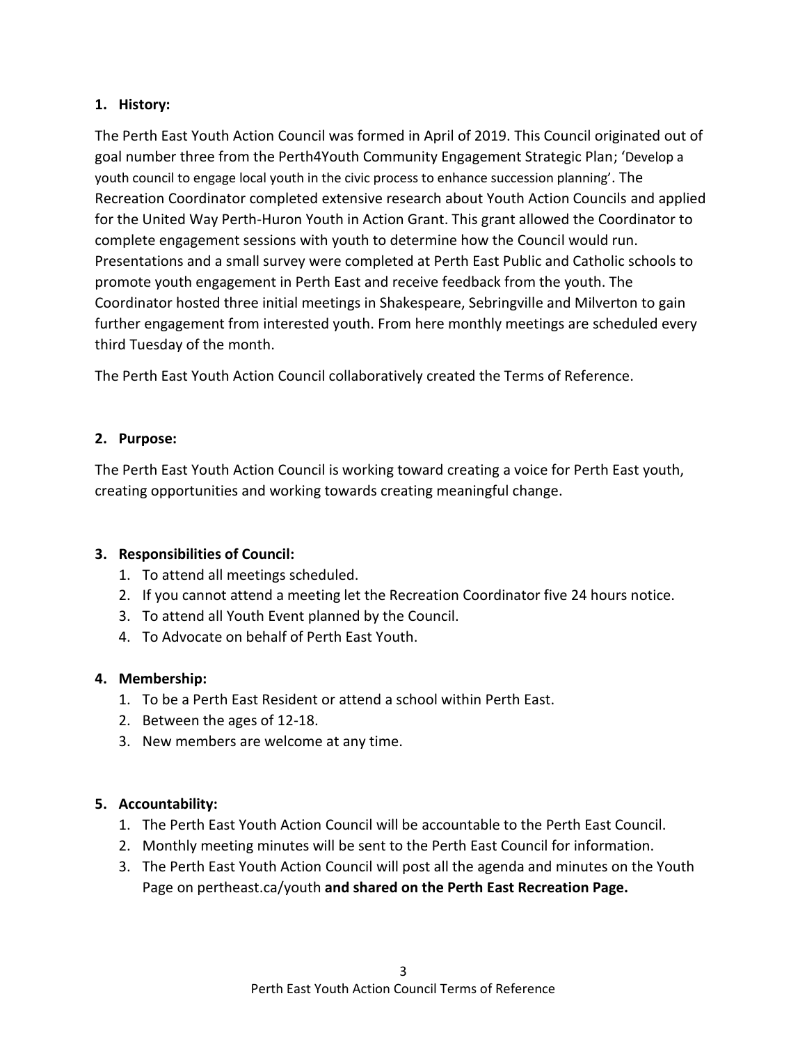## 1. History:

The Perth East Youth Action Council was formed in April of 2019. This Council originated out of goal number three from the Perth4Youth Community Engagement Strategic Plan; 'Develop a youth council to engage local youth in the civic process to enhance succession planning'. The Recreation Coordinator completed extensive research about Youth Action Councils and applied for the United Way Perth-Huron Youth in Action Grant. This grant allowed the Coordinator to complete engagement sessions with youth to determine how the Council would run. Presentations and a small survey were completed at Perth East Public and Catholic schools to promote youth engagement in Perth East and receive feedback from the youth. The Coordinator hosted three initial meetings in Shakespeare, Sebringville and Milverton to gain further engagement from interested youth. From here monthly meetings are scheduled every third Tuesday of the month.

The Perth East Youth Action Council collaboratively created the Terms of Reference.

## 2. Purpose:

The Perth East Youth Action Council is working toward creating a voice for Perth East youth, creating opportunities and working towards creating meaningful change.

## 3. Responsibilities of Council:

1. To attend all meetings scheduled.
2. If you cannot attend a meeting let the Recreation Coordinator five 24 hours notice.
3. To attend all Youth Event planned by the Council.
4. To Advocate on behalf of Perth East Youth.

## 4. Membership:

1. To be a Perth East Resident or attend a school within Perth East.
2. Between the ages of 12-18.
3. New members are welcome at any time.

## 5. Accountability:

1. The Perth East Youth Action Council will be accountable to the Perth East Council.
2. Monthly meeting minutes will be sent to the Perth East Council for information.
3. The Perth East Youth Action Council will post all the agenda and minutes on the Youth Page on pertheast.ca/youth **and shared on the Perth East Recreation Page.**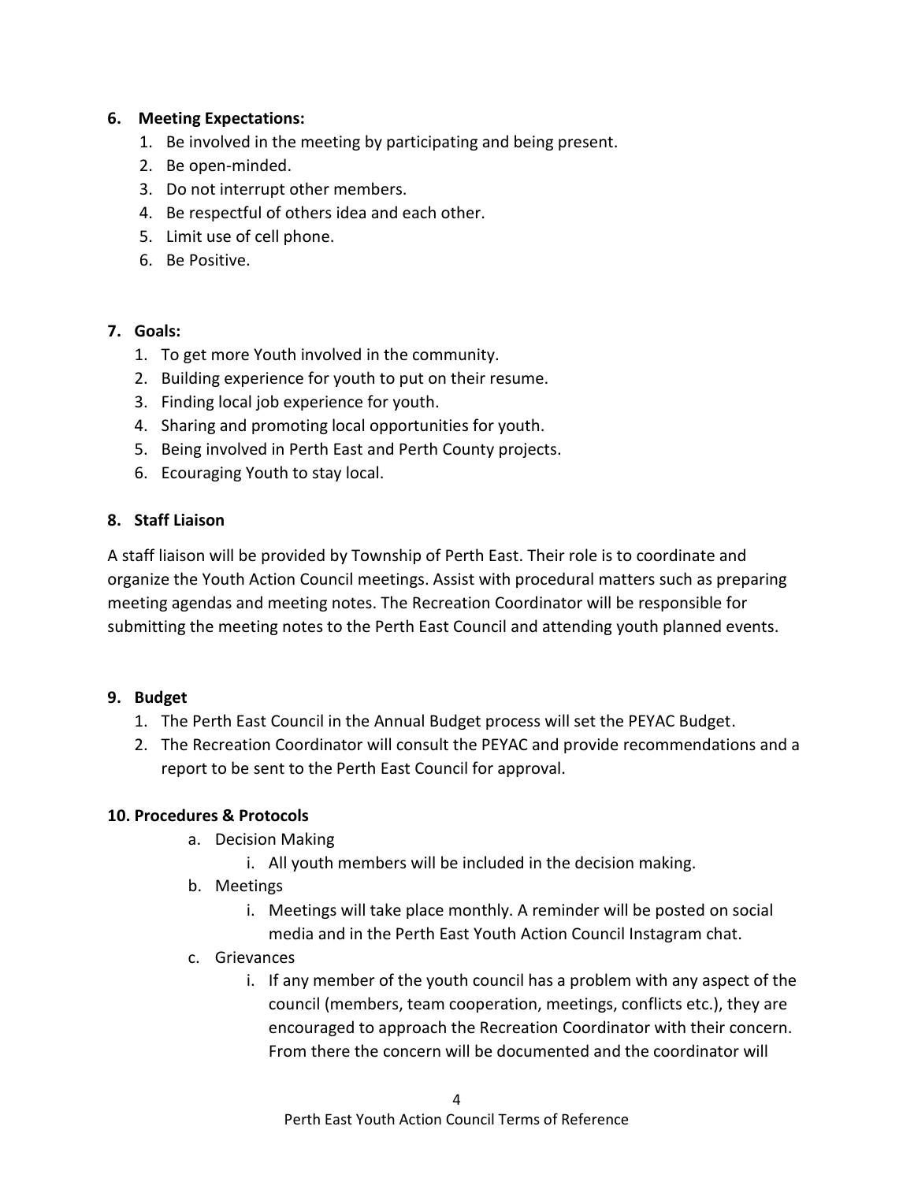## 6. Meeting Expectations:

1. Be involved in the meeting by participating and being present.
2. Be open-minded.
3. Do not interrupt other members.
4. Be respectful of others idea and each other.
5. Limit use of cell phone.
6. Be Positive.

## 7. Goals:

1. To get more Youth involved in the community.
2. Building experience for youth to put on their resume.
3. Finding local job experience for youth.
4. Sharing and promoting local opportunities for youth.
5. Being involved in Perth East and Perth County projects.
6. Ecouraging Youth to stay local.

## 8. Staff Liaison

A staff liaison will be provided by Township of Perth East. Their role is to coordinate and organize the Youth Action Council meetings. Assist with procedural matters such as preparing meeting agendas and meeting notes. The Recreation Coordinator will be responsible for submitting the meeting notes to the Perth East Council and attending youth planned events.

## 9. Budget

1. The Perth East Council in the Annual Budget process will set the PEYAC Budget.
2. The Recreation Coordinator will consult the PEYAC and provide recommendations and a report to be sent to the Perth East Council for approval.

## 10. Procedures & Protocols

a. Decision Making
   i. All youth members will be included in the decision making.
b. Meetings
   i. Meetings will take place monthly. A reminder will be posted on social media and in the Perth East Youth Action Council Instagram chat.
c. Grievances
   i. If any member of the youth council has a problem with any aspect of the council (members, team cooperation, meetings, conflicts etc.), they are encouraged to approach the Recreation Coordinator with their concern. From there the concern will be documented and the coordinator will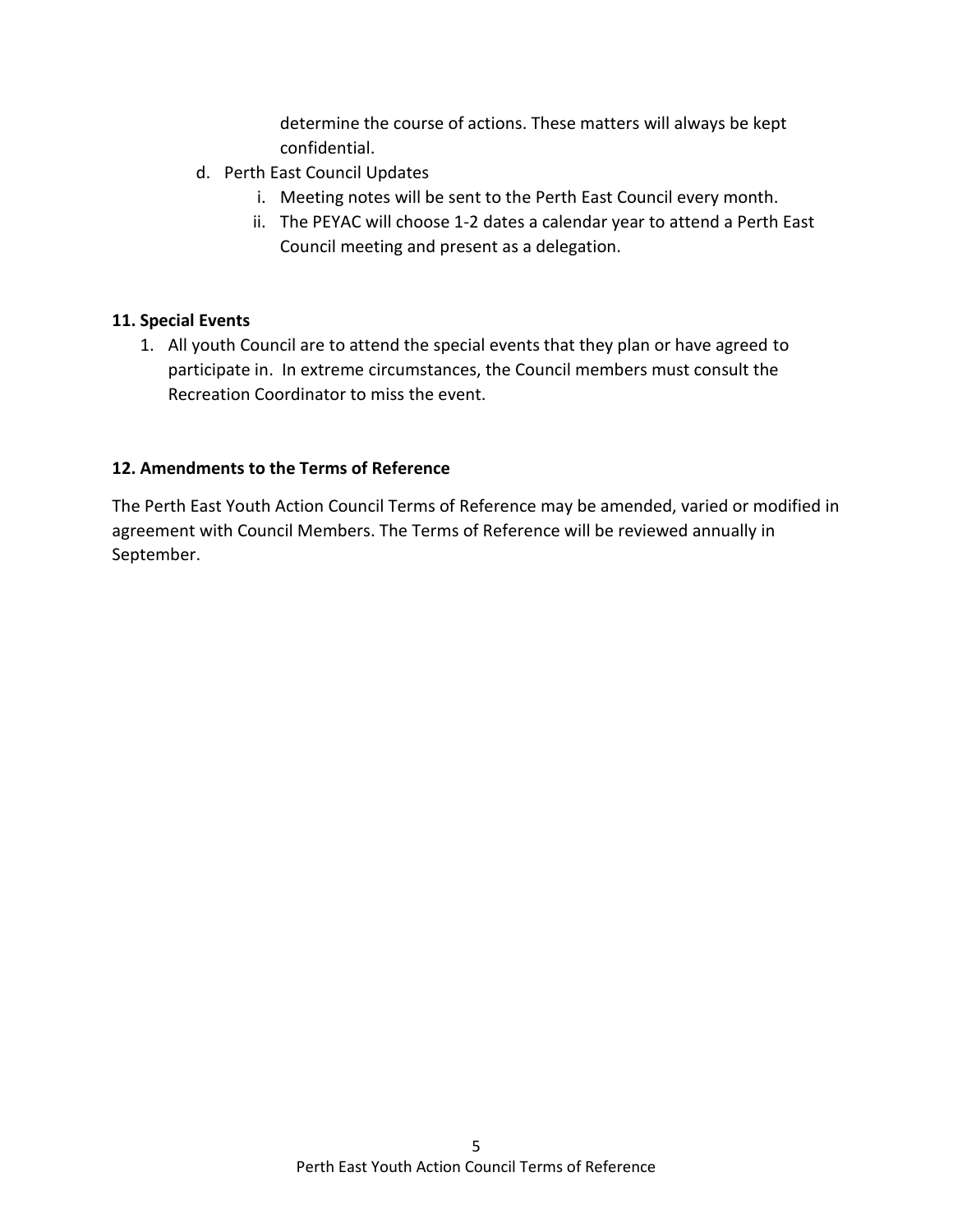determine the course of actions. These matters will always be kept confidential.

d. Perth East Council Updates
    i. Meeting notes will be sent to the Perth East Council every month.
    ii. The PEYAC will choose 1-2 dates a calendar year to attend a Perth East Council meeting and present as a delegation.

**11. Special Events**

1. All youth Council are to attend the special events that they plan or have agreed to participate in. In extreme circumstances, the Council members must consult the Recreation Coordinator to miss the event.

**12. Amendments to the Terms of Reference**

The Perth East Youth Action Council Terms of Reference may be amended, varied or modified in agreement with Council Members. The Terms of Reference will be reviewed annually in September.